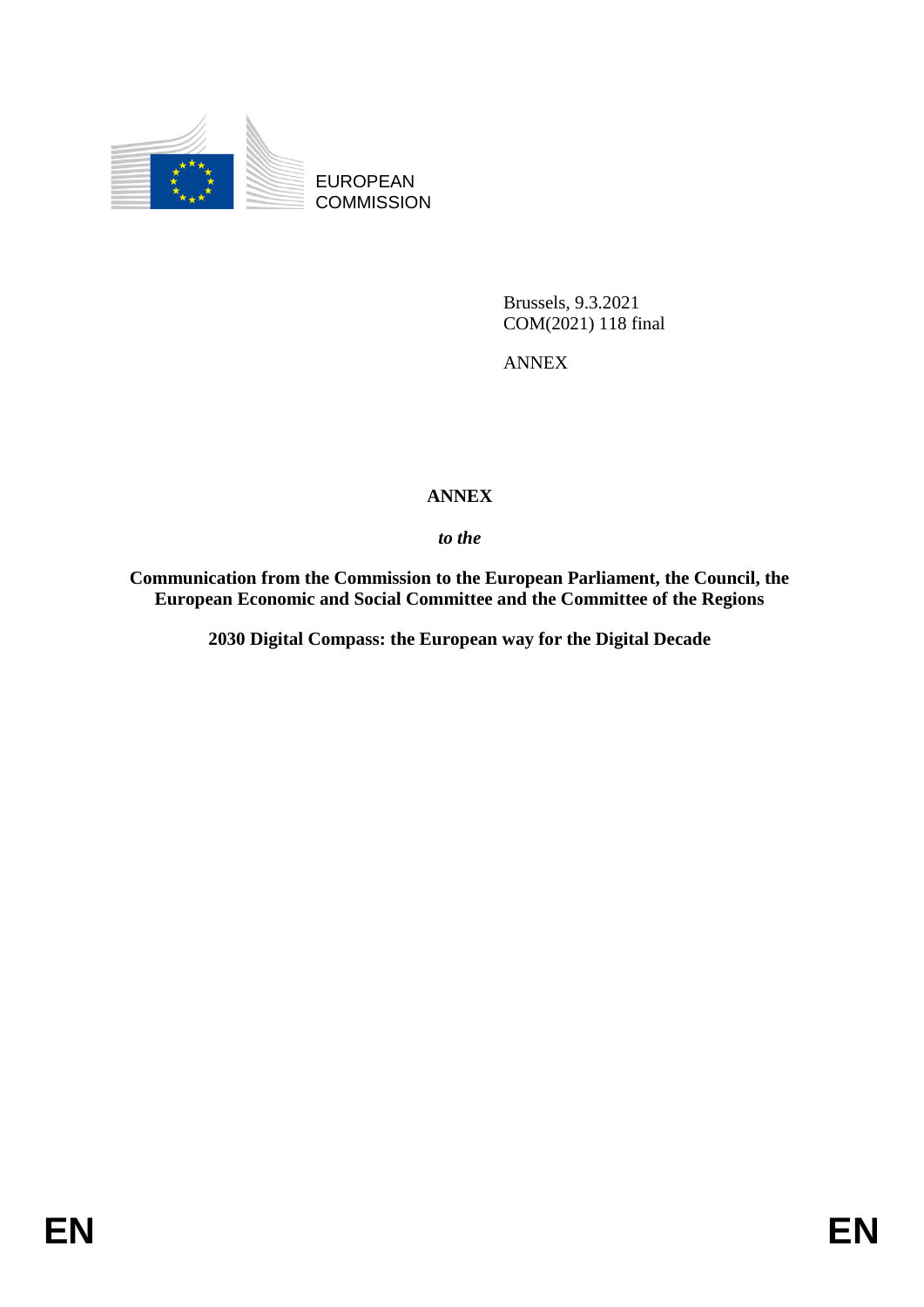EUROPEAN COMMISSION

Brussels, 9.3.2021
COM(2021) 118 final

ANNEX

**ANNEX**

***to the***

**Communication from the Commission to the European Parliament, the Council, the European Economic and Social Committee and the Committee of the Regions**

**2030 Digital Compass: the European way for the Digital Decade**

**EN** **EN**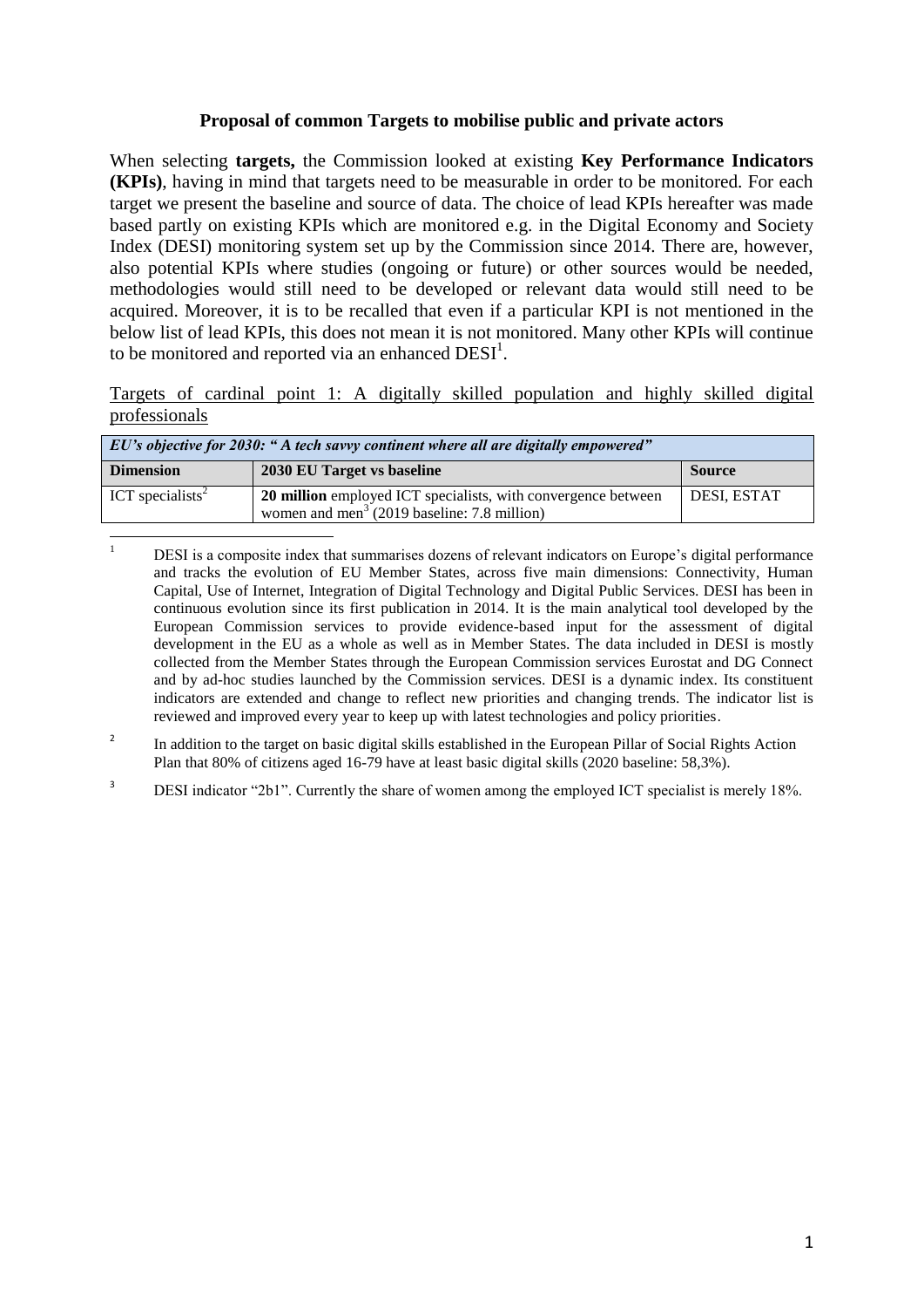**Proposal of common Targets to mobilise public and private actors**

When selecting **targets,** the Commission looked at existing **Key Performance Indicators (KPIs)**, having in mind that targets need to be measurable in order to be monitored. For each target we present the baseline and source of data. The choice of lead KPIs hereafter was made based partly on existing KPIs which are monitored e.g. in the Digital Economy and Society Index (DESI) monitoring system set up by the Commission since 2014. There are, however, also potential KPIs where studies (ongoing or future) or other sources would be needed, methodologies would still need to be developed or relevant data would still need to be acquired. Moreover, it is to be recalled that even if a particular KPI is not mentioned in the below list of lead KPIs, this does not mean it is not monitored. Many other KPIs will continue to be monitored and reported via an enhanced DESI[1].

Targets of cardinal point 1: A digitally skilled population and highly skilled digital professionals

| ***EU's objective for 2030: " A tech savvy continent where all are digitally empowered"*** | | |
|---|---|---|
| **Dimension** | **2030 EU Target vs baseline** | **Source** |
| ICT specialists[2] | **20 million** employed ICT specialists, with convergence between women and men[3] (2019 baseline: 7.8 million) | DESI, ESTAT |

[1] DESI is a composite index that summarises dozens of relevant indicators on Europe's digital performance and tracks the evolution of EU Member States, across five main dimensions: Connectivity, Human Capital, Use of Internet, Integration of Digital Technology and Digital Public Services. DESI has been in continuous evolution since its first publication in 2014. It is the main analytical tool developed by the European Commission services to provide evidence-based input for the assessment of digital development in the EU as a whole as well as in Member States. The data included in DESI is mostly collected from the Member States through the European Commission services Eurostat and DG Connect and by ad-hoc studies launched by the Commission services. DESI is a dynamic index. Its constituent indicators are extended and change to reflect new priorities and changing trends. The indicator list is reviewed and improved every year to keep up with latest technologies and policy priorities.

[2] In addition to the target on basic digital skills established in the European Pillar of Social Rights Action Plan that 80% of citizens aged 16-79 have at least basic digital skills (2020 baseline: 58,3%).

[3] DESI indicator "2b1". Currently the share of women among the employed ICT specialist is merely 18%.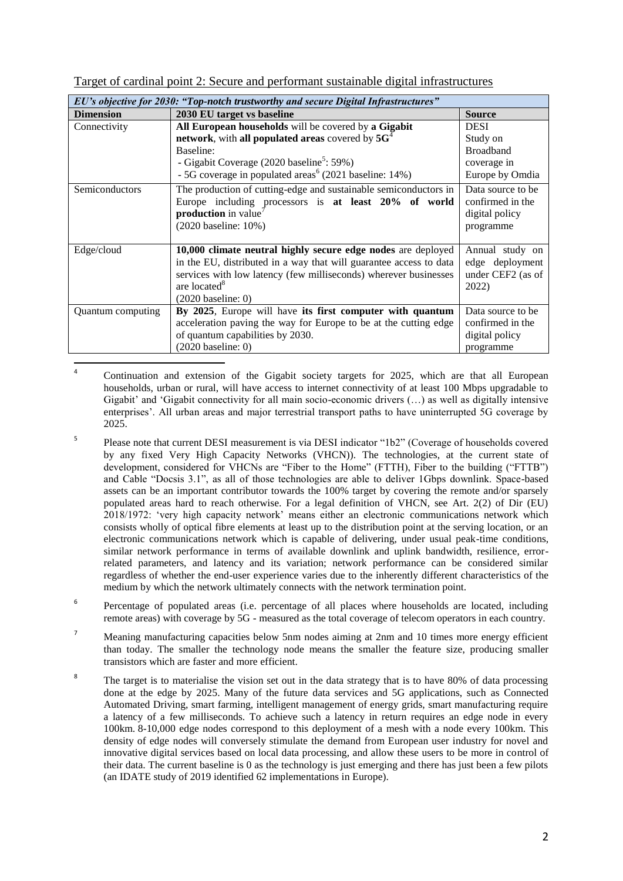Target of cardinal point 2: Secure and performant sustainable digital infrastructures

| ***EU's objective for 2030: "Top-notch trustworthy and secure Digital Infrastructures"*** | | |
|---|---|---|
| **Dimension** | **2030 EU target vs baseline** | **Source** |
| Connectivity | **All European households** will be covered by **a Gigabit network**, with **all populated areas** covered by **5G**[4]<br>Baseline:<br>- Gigabit Coverage (2020 baseline[5]: 59%)<br>- 5G coverage in populated areas[6] (2021 baseline: 14%) | DESI<br>Study on Broadband coverage in Europe by Omdia |
| Semiconductors | The production of cutting-edge and sustainable semiconductors in Europe including processors is **at least 20% of world production** in value[7]<br>(2020 baseline: 10%) | Data source to be confirmed in the digital policy programme |
| Edge/cloud | **10,000 climate neutral highly secure edge nodes** are deployed in the EU, distributed in a way that will guarantee access to data services with low latency (few milliseconds) wherever businesses are located[8]<br>(2020 baseline: 0) | Annual study on edge deployment under CEF2 (as of 2022) |
| Quantum computing | **By 2025**, Europe will have **its first computer with quantum** acceleration paving the way for Europe to be at the cutting edge of quantum capabilities by 2030.<br>(2020 baseline: 0) | Data source to be confirmed in the digital policy programme |

---

[4] Continuation and extension of the Gigabit society targets for 2025, which are that all European households, urban or rural, will have access to internet connectivity of at least 100 Mbps upgradable to Gigabit' and 'Gigabit connectivity for all main socio-economic drivers (…) as well as digitally intensive enterprises'. All urban areas and major terrestrial transport paths to have uninterrupted 5G coverage by 2025.

[5] Please note that current DESI measurement is via DESI indicator "1b2" (Coverage of households covered by any fixed Very High Capacity Networks (VHCN)). The technologies, at the current state of development, considered for VHCNs are "Fiber to the Home" (FTTH), Fiber to the building ("FTTB") and Cable "Docsis 3.1", as all of those technologies are able to deliver 1Gbps downlink. Space-based assets can be an important contributor towards the 100% target by covering the remote and/or sparsely populated areas hard to reach otherwise. For a legal definition of VHCN, see Art. 2(2) of Dir (EU) 2018/1972: 'very high capacity network' means either an electronic communications network which consists wholly of optical fibre elements at least up to the distribution point at the serving location, or an electronic communications network which is capable of delivering, under usual peak-time conditions, similar network performance in terms of available downlink and uplink bandwidth, resilience, error-related parameters, and latency and its variation; network performance can be considered similar regardless of whether the end-user experience varies due to the inherently different characteristics of the medium by which the network ultimately connects with the network termination point.

[6] Percentage of populated areas (i.e. percentage of all places where households are located, including remote areas) with coverage by 5G - measured as the total coverage of telecom operators in each country.

[7] Meaning manufacturing capacities below 5nm nodes aiming at 2nm and 10 times more energy efficient than today. The smaller the technology node means the smaller the feature size, producing smaller transistors which are faster and more efficient.

[8] The target is to materialise the vision set out in the data strategy that is to have 80% of data processing done at the edge by 2025. Many of the future data services and 5G applications, such as Connected Automated Driving, smart farming, intelligent management of energy grids, smart manufacturing require a latency of a few milliseconds. To achieve such a latency in return requires an edge node in every 100km. 8-10,000 edge nodes correspond to this deployment of a mesh with a node every 100km. This density of edge nodes will conversely stimulate the demand from European user industry for novel and innovative digital services based on local data processing, and allow these users to be more in control of their data. The current baseline is 0 as the technology is just emerging and there has just been a few pilots (an IDATE study of 2019 identified 62 implementations in Europe).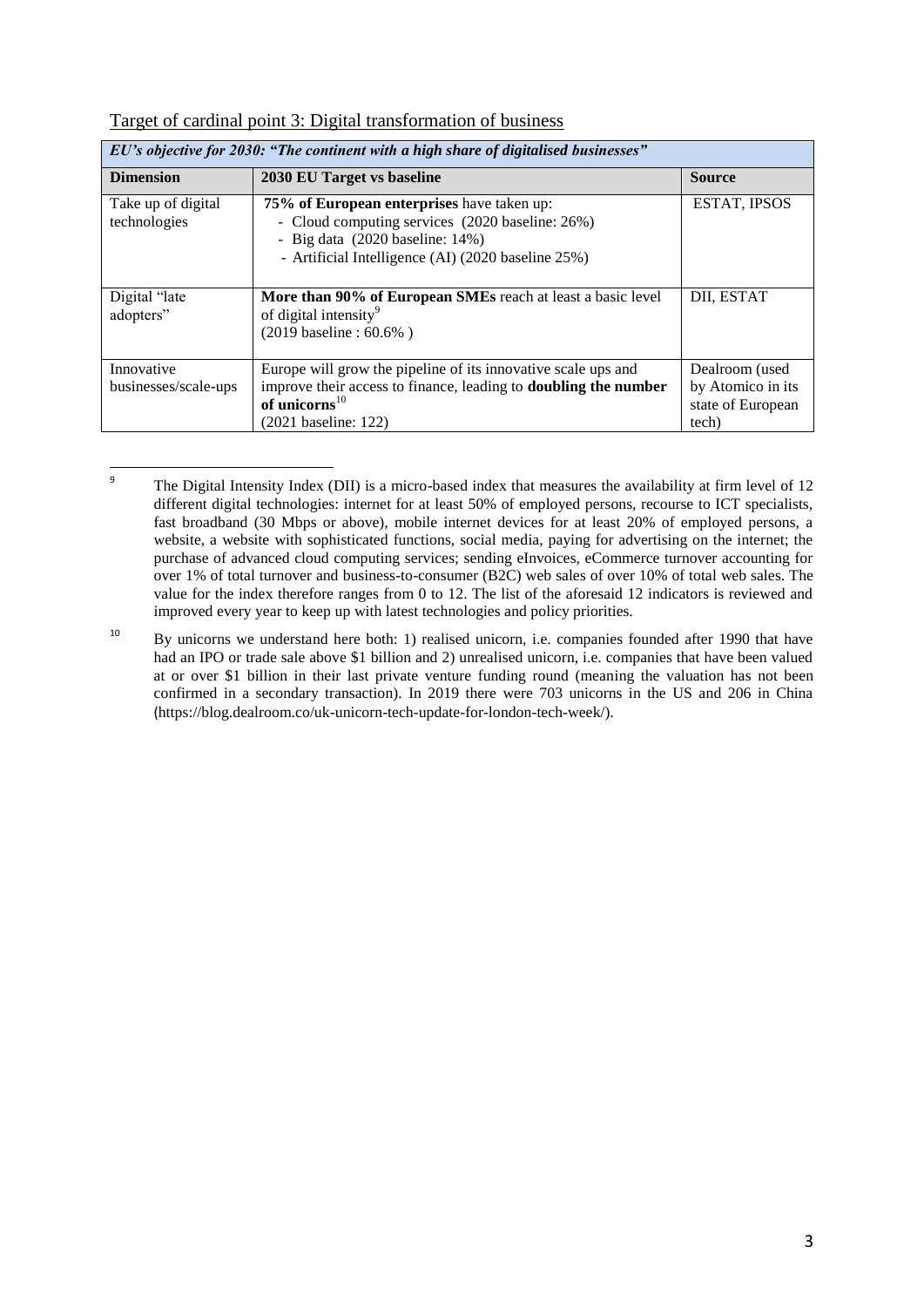Target of cardinal point 3: Digital transformation of business

| *EU's objective for 2030: "The continent with a high share of digitalised businesses"* | | |
|---|---|---|
| **Dimension** | **2030 EU Target vs baseline** | **Source** |
| Take up of digital technologies | **75% of European enterprises** have taken up:<br>- Cloud computing services (2020 baseline: 26%)<br>- Big data (2020 baseline: 14%)<br>- Artificial Intelligence (AI) (2020 baseline 25%) | ESTAT, IPSOS |
| Digital "late adopters" | **More than 90% of European SMEs** reach at least a basic level of digital intensity[9]<br>(2019 baseline : 60.6% ) | DII, ESTAT |
| Innovative businesses/scale-ups | Europe will grow the pipeline of its innovative scale ups and improve their access to finance, leading to **doubling the number of unicorns**[10]<br>(2021 baseline: 122) | Dealroom (used by Atomico in its state of European tech) |

[9] The Digital Intensity Index (DII) is a micro-based index that measures the availability at firm level of 12 different digital technologies: internet for at least 50% of employed persons, recourse to ICT specialists, fast broadband (30 Mbps or above), mobile internet devices for at least 20% of employed persons, a website, a website with sophisticated functions, social media, paying for advertising on the internet; the purchase of advanced cloud computing services; sending eInvoices, eCommerce turnover accounting for over 1% of total turnover and business-to-consumer (B2C) web sales of over 10% of total web sales. The value for the index therefore ranges from 0 to 12. The list of the aforesaid 12 indicators is reviewed and improved every year to keep up with latest technologies and policy priorities.

[10] By unicorns we understand here both: 1) realised unicorn, i.e. companies founded after 1990 that have had an IPO or trade sale above $1 billion and 2) unrealised unicorn, i.e. companies that have been valued at or over $1 billion in their last private venture funding round (meaning the valuation has not been confirmed in a secondary transaction). In 2019 there were 703 unicorns in the US and 206 in China (https://blog.dealroom.co/uk-unicorn-tech-update-for-london-tech-week/).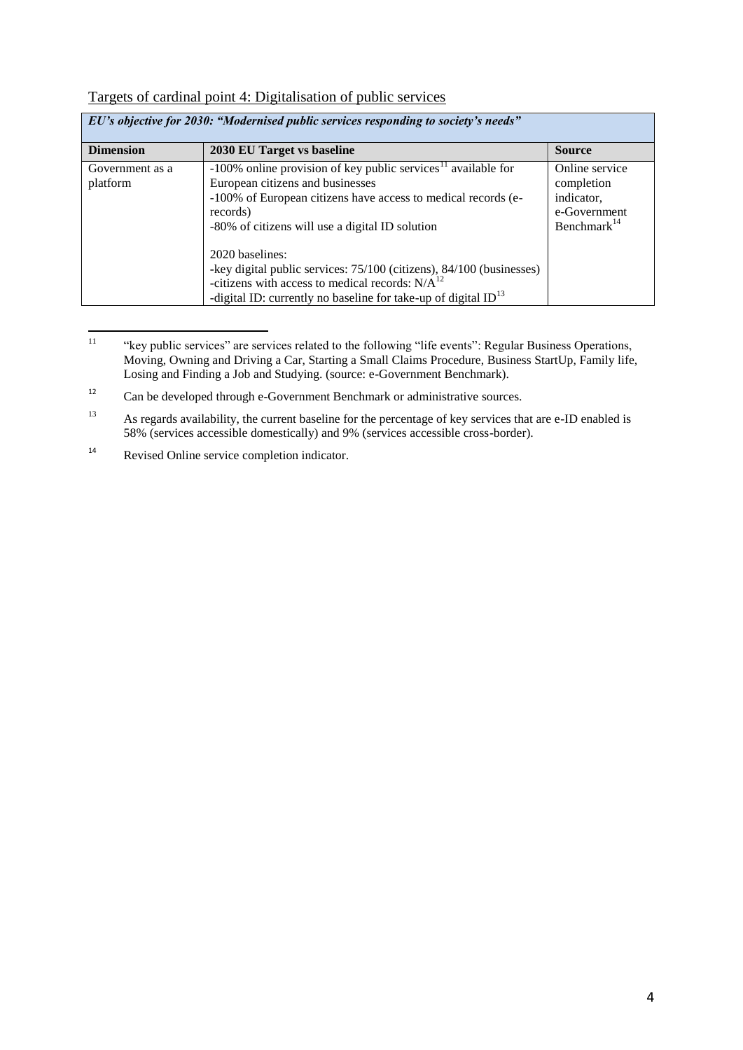Targets of cardinal point 4: Digitalisation of public services

| *EU's objective for 2030: "Modernised public services responding to society's needs"* | | |
|---|---|---|
| **Dimension** | **2030 EU Target vs baseline** | **Source** |
| Government as a platform | -100% online provision of key public services[11] available for European citizens and businesses<br>-100% of European citizens have access to medical records (e-records)<br>-80% of citizens will use a digital ID solution<br><br>2020 baselines:<br>-key digital public services: 75/100 (citizens), 84/100 (businesses)<br>-citizens with access to medical records: N/A[12]<br>-digital ID: currently no baseline for take-up of digital ID[13] | Online service completion indicator, e-Government Benchmark[14] |

[11] "key public services" are services related to the following "life events": Regular Business Operations, Moving, Owning and Driving a Car, Starting a Small Claims Procedure, Business StartUp, Family life, Losing and Finding a Job and Studying. (source: e-Government Benchmark).

[12] Can be developed through e-Government Benchmark or administrative sources.

[13] As regards availability, the current baseline for the percentage of key services that are e-ID enabled is 58% (services accessible domestically) and 9% (services accessible cross-border).

[14] Revised Online service completion indicator.